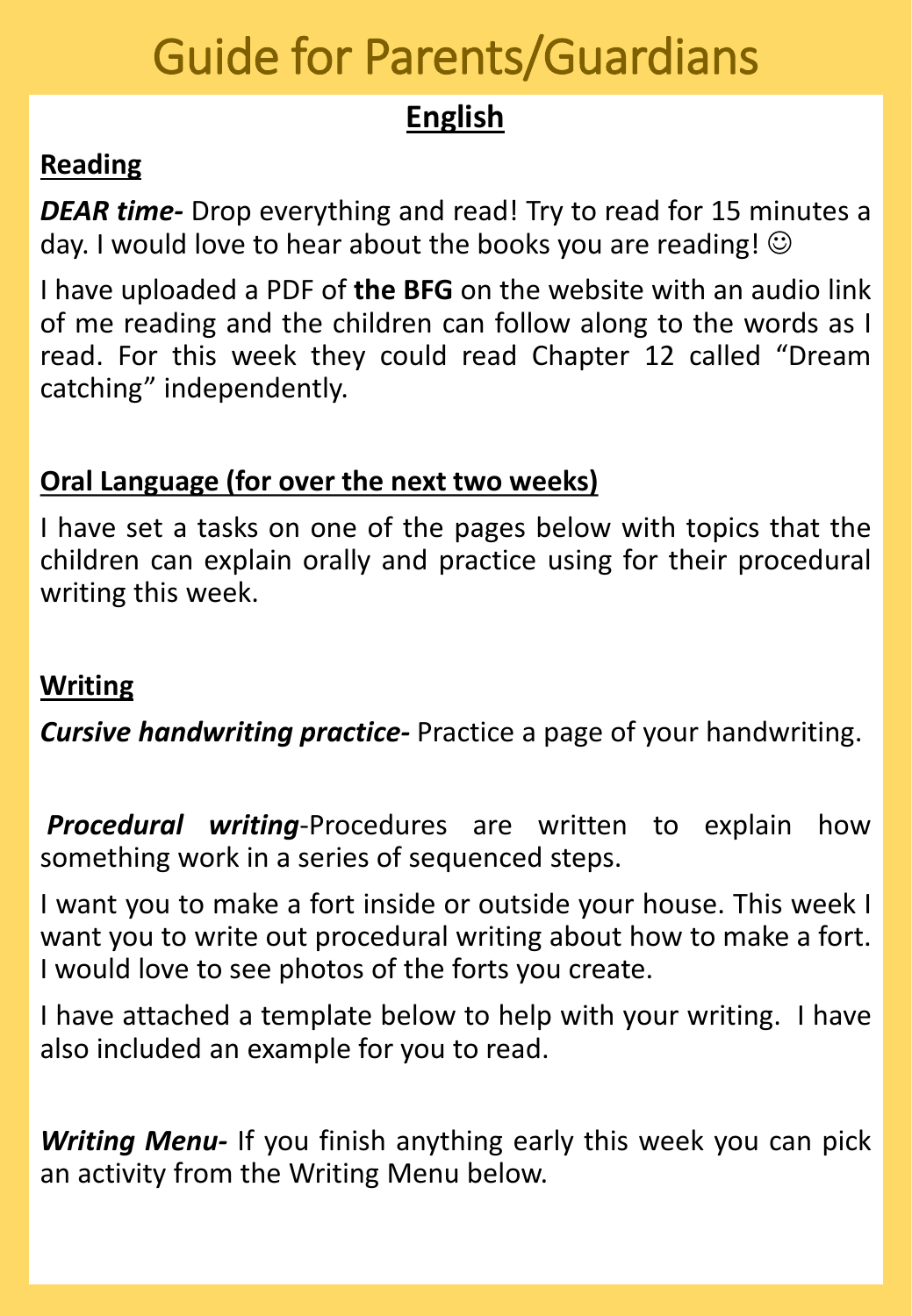# Guide for Parents/Guardians

## English

### Reading

***DEAR time-*** Drop everything and read! Try to read for 15 minutes a day. I would love to hear about the books you are reading! ☺

I have uploaded a PDF of **the BFG** on the website with an audio link of me reading and the children can follow along to the words as I read. For this week they could read Chapter 12 called "Dream catching" independently.

### Oral Language (for over the next two weeks)

I have set a tasks on one of the pages below with topics that the children can explain orally and practice using for their procedural writing this week.

### Writing

***Cursive handwriting practice-*** Practice a page of your handwriting.

***Procedural writing***-Procedures are written to explain how something work in a series of sequenced steps.

I want you to make a fort inside or outside your house. This week I want you to write out procedural writing about how to make a fort. I would love to see photos of the forts you create.

I have attached a template below to help with your writing. I have also included an example for you to read.

***Writing Menu-*** If you finish anything early this week you can pick an activity from the Writing Menu below.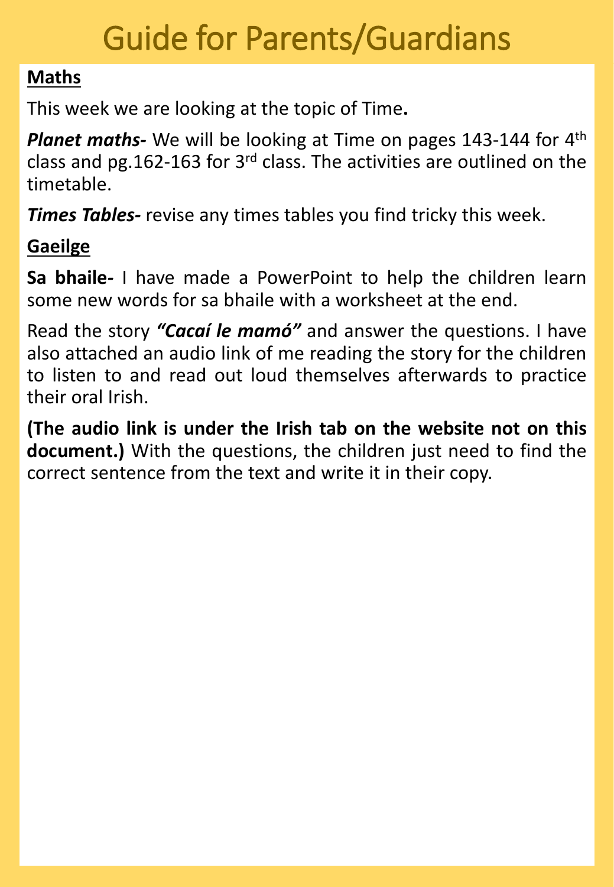# Guide for Parents/Guardians

**Maths**

This week we are looking at the topic of Time**.**

***Planet maths-*** We will be looking at Time on pages 143-144 for 4th class and pg.162-163 for 3rd class. The activities are outlined on the timetable.

***Times Tables-*** revise any times tables you find tricky this week.

**Gaeilge**

**Sa bhaile-** I have made a PowerPoint to help the children learn some new words for sa bhaile with a worksheet at the end.

Read the story ***"Cacaí le mamó"*** and answer the questions. I have also attached an audio link of me reading the story for the children to listen to and read out loud themselves afterwards to practice their oral Irish.

**(The audio link is under the Irish tab on the website not on this document.)** With the questions, the children just need to find the correct sentence from the text and write it in their copy.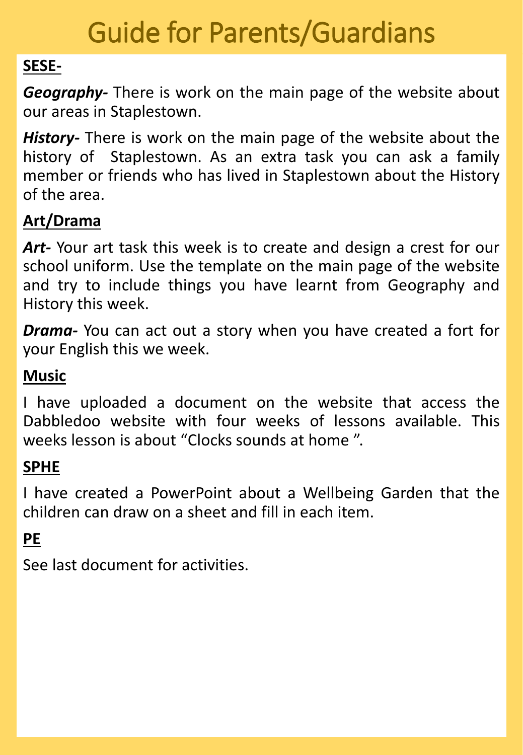# Guide for Parents/Guardians

**SESE-**

***Geography-*** There is work on the main page of the website about our areas in Staplestown.

***History-*** There is work on the main page of the website about the history of Staplestown. As an extra task you can ask a family member or friends who has lived in Staplestown about the History of the area.

**Art/Drama**

***Art-*** Your art task this week is to create and design a crest for our school uniform. Use the template on the main page of the website and try to include things you have learnt from Geography and History this week.

***Drama-*** You can act out a story when you have created a fort for your English this we week.

**Music**

I have uploaded a document on the website that access the Dabbledoo website with four weeks of lessons available. This weeks lesson is about "Clocks sounds at home ".

**SPHE**

I have created a PowerPoint about a Wellbeing Garden that the children can draw on a sheet and fill in each item.

**PE**

See last document for activities.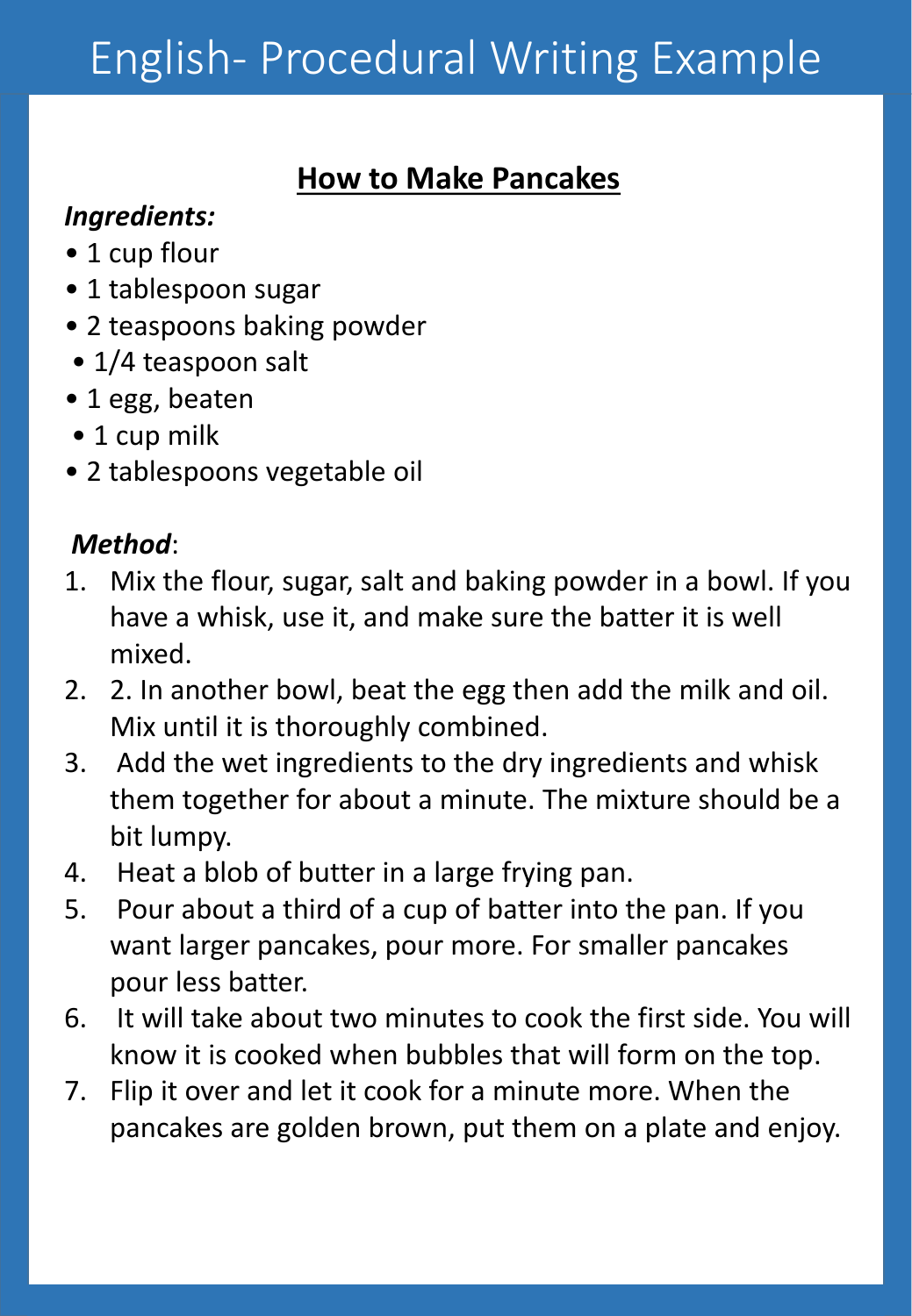# English- Procedural Writing Example

## How to Make Pancakes

***Ingredients:***

- 1 cup flour
- 1 tablespoon sugar
- 2 teaspoons baking powder
- 1/4 teaspoon salt
- 1 egg, beaten
- 1 cup milk
- 2 tablespoons vegetable oil

***Method***:

1. Mix the flour, sugar, salt and baking powder in a bowl. If you have a whisk, use it, and make sure the batter it is well mixed.
2. 2. In another bowl, beat the egg then add the milk and oil. Mix until it is thoroughly combined.
3. Add the wet ingredients to the dry ingredients and whisk them together for about a minute. The mixture should be a bit lumpy.
4. Heat a blob of butter in a large frying pan.
5. Pour about a third of a cup of batter into the pan. If you want larger pancakes, pour more. For smaller pancakes pour less batter.
6. It will take about two minutes to cook the first side. You will know it is cooked when bubbles that will form on the top.
7. Flip it over and let it cook for a minute more. When the pancakes are golden brown, put them on a plate and enjoy.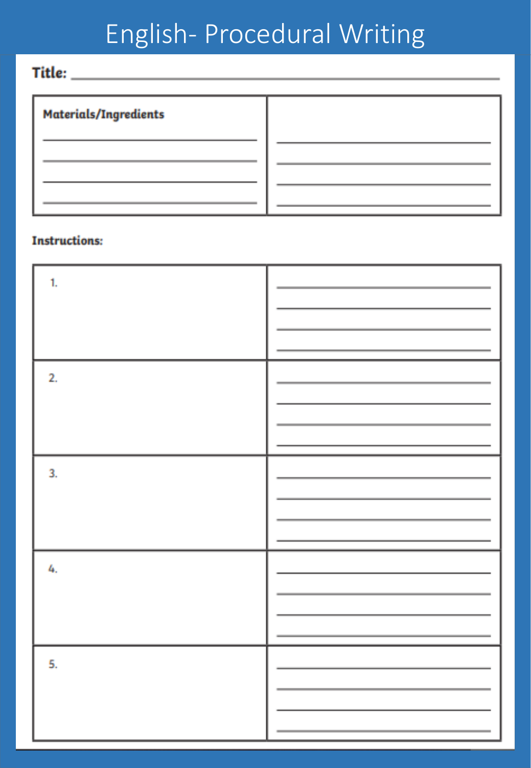# English- Procedural Writing

**Title:** ______________________________

| **Materials/Ingredients** | |
| --- | --- |
| ______________ | ______________ |
| ______________ | ______________ |
| ______________ | ______________ |
| ______________ | ______________ |

**Instructions:**

| | |
| --- | --- |
| 1. | ______________ |
| 2. | ______________ |
| 3. | ______________ |
| 4. | ______________ |
| 5. | ______________ |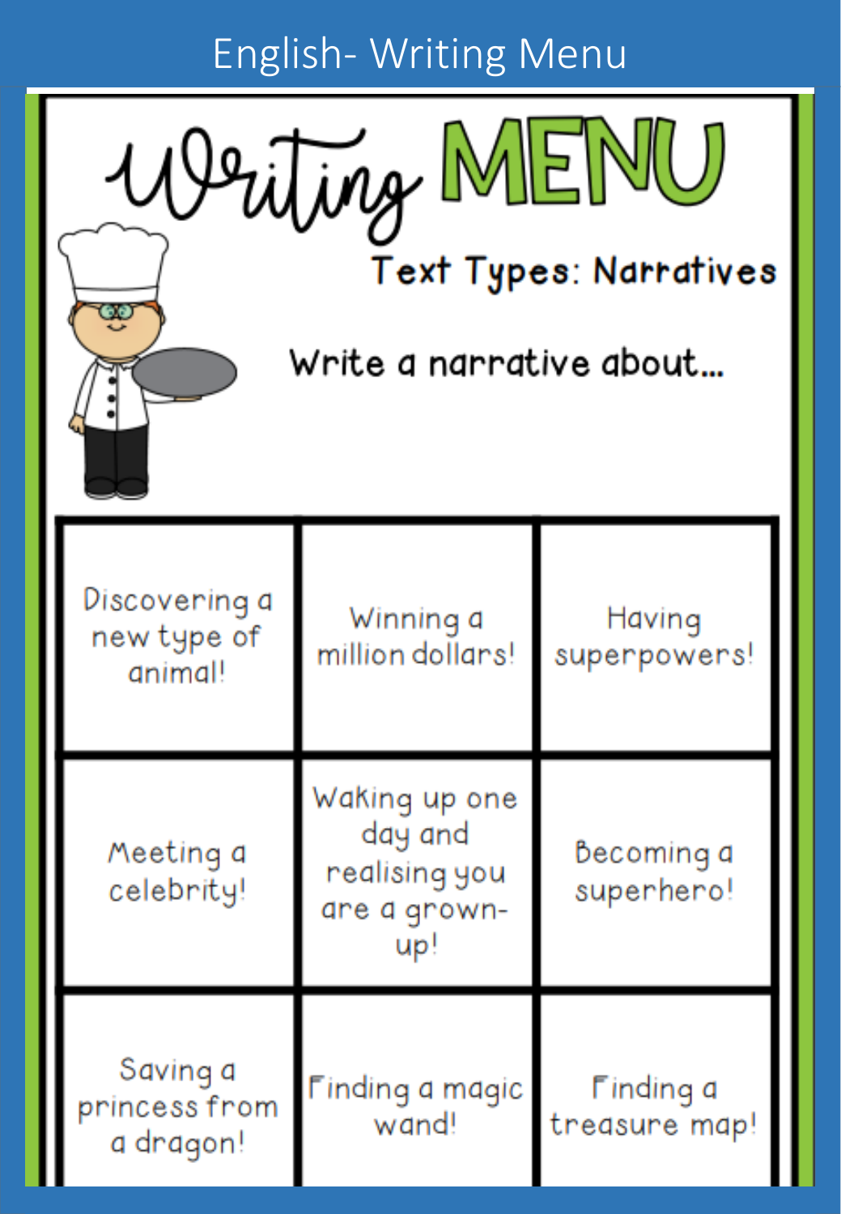# English- Writing Menu

## Writing MENU

### Text Types: Narratives

Write a narrative about...

| | | |
|---|---|---|
| Discovering a new type of animal! | Winning a million dollars! | Having superpowers! |
| Meeting a celebrity! | Waking up one day and realising you are a grown-up! | Becoming a superhero! |
| Saving a princess from a dragon! | Finding a magic wand! | Finding a treasure map! |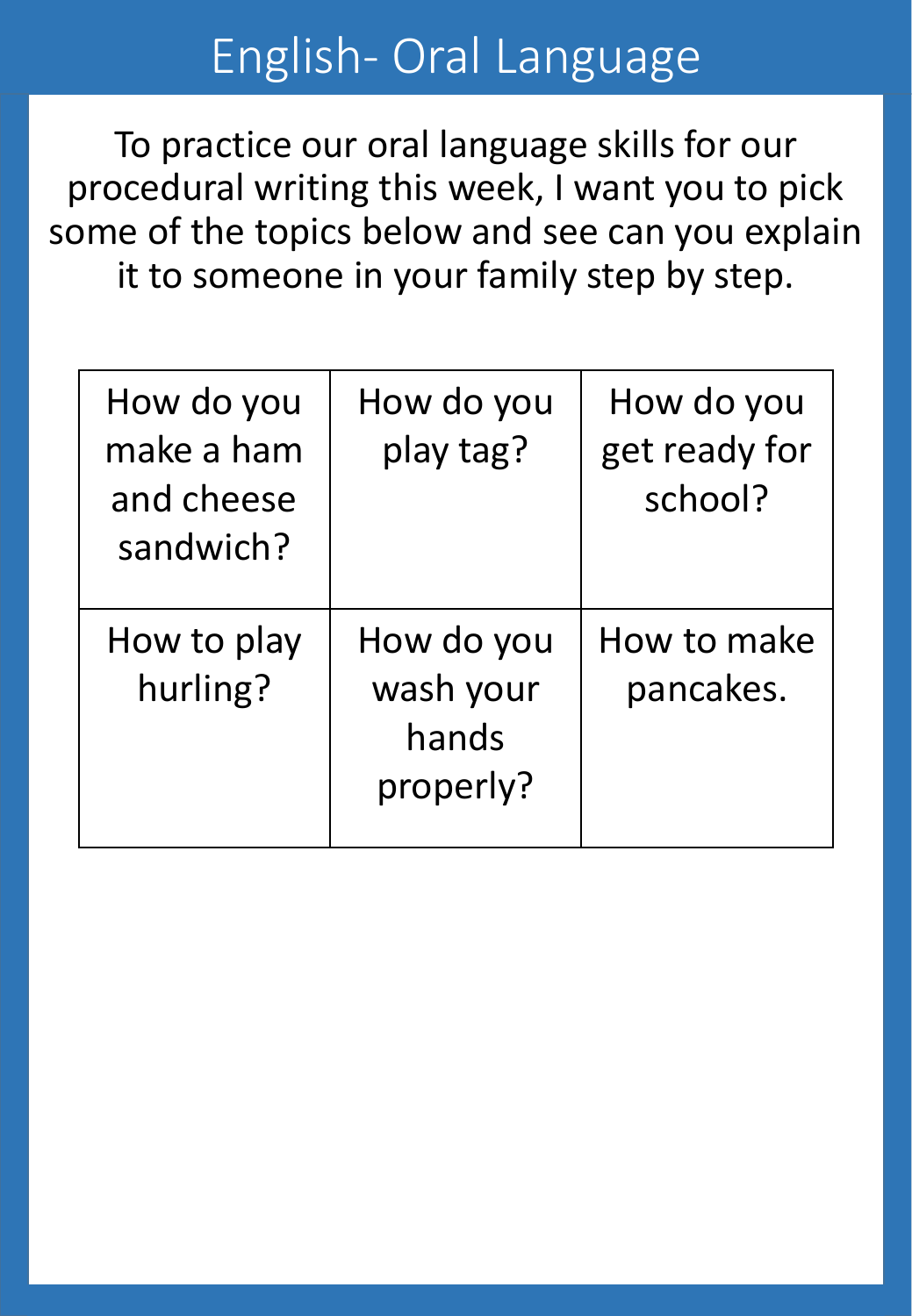# English- Oral Language

To practice our oral language skills for our procedural writing this week, I want you to pick some of the topics below and see can you explain it to someone in your family step by step.

| | | |
|---|---|---|
| How do you make a ham and cheese sandwich? | How do you play tag? | How do you get ready for school? |
| How to play hurling? | How do you wash your hands properly? | How to make pancakes. |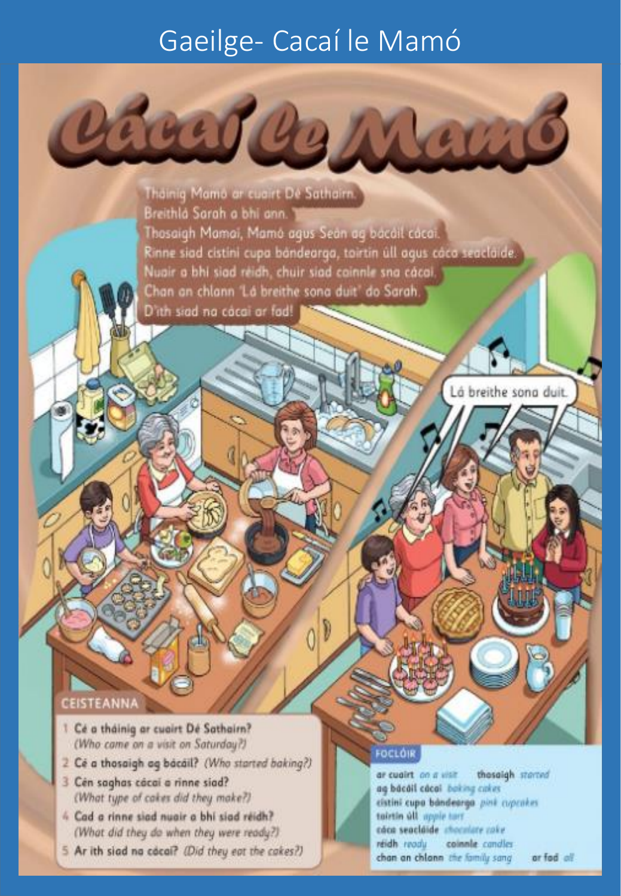# Gaeilge- Cacaí le Mamó

## Cácaí le Mamó

Tháinig Mamó ar cuairt Dé Sathairn.
Breithlá Sarah a bhí ann.
Thosaigh Mamaí, Mamó agus Seán ag bácáil cácaí.
Rinne siad cístíní cupa bándearga, toirtín úll agus cáca seacláide.
Nuair a bhí siad réidh, chuir siad coinnle sna cácaí.
Chan an chlann 'Lá breithe sona duit' do Sarah.
D'ith siad na cácaí ar fad!

Lá breithe sona duit.

### CEISTEANNA

1. Cé a tháinig ar cuairt Dé Sathairn? *(Who came on a visit on Saturday?)*
2. Cé a thosaigh ag bácáil? *(Who started baking?)*
3. Cén saghas cácaí a rinne siad? *(What type of cakes did they make?)*
4. Cad a rinne siad nuair a bhí siad réidh? *(What did they do when they were ready?)*
5. Ar ith siad na cácaí? *(Did they eat the cakes?)*

### FOCLÓIR

**ar cuairt** *on a visit*
**thosaigh** *started*
**ag bácáil cácaí** *baking cakes*
**cístíní cupa bándearga** *pink cupcakes*
**toirtín úll** *apple tart*
**cáca seacláide** *chocolate cake*
**réidh** *ready*
**coinnle** *candles*
**chan an chlann** *the family sang*
**ar fad** *all*